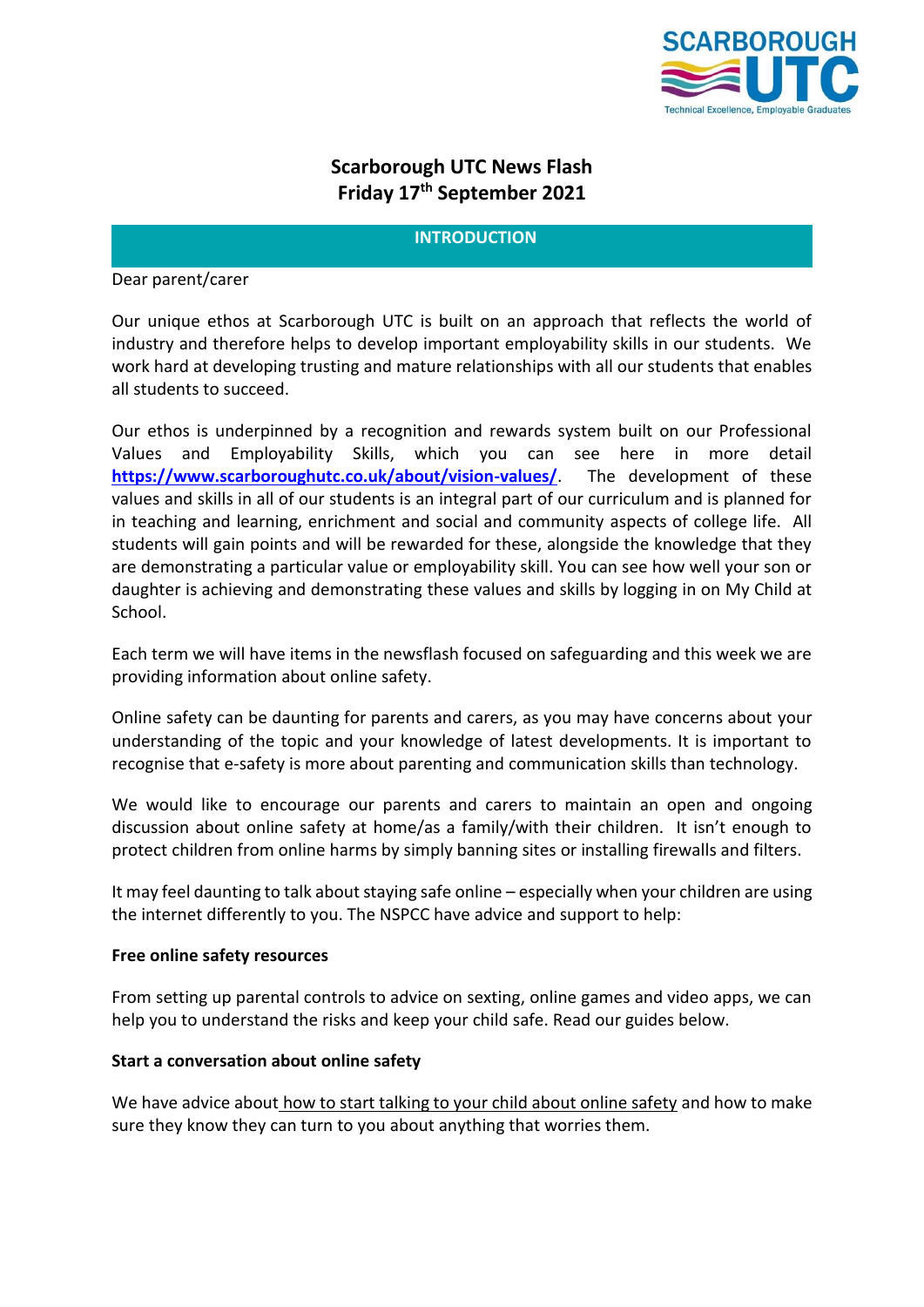# Scarborough UTC News Flash
## Friday 17th September 2021

### INTRODUCTION

Dear parent/carer

Our unique ethos at Scarborough UTC is built on an approach that reflects the world of industry and therefore helps to develop important employability skills in our students. We work hard at developing trusting and mature relationships with all our students that enables all students to succeed.

Our ethos is underpinned by a recognition and rewards system built on our Professional Values and Employability Skills, which you can see here in more detail **https://www.scarboroughutc.co.uk/about/vision-values/**. The development of these values and skills in all of our students is an integral part of our curriculum and is planned for in teaching and learning, enrichment and social and community aspects of college life. All students will gain points and will be rewarded for these, alongside the knowledge that they are demonstrating a particular value or employability skill. You can see how well your son or daughter is achieving and demonstrating these values and skills by logging in on My Child at School.

Each term we will have items in the newsflash focused on safeguarding and this week we are providing information about online safety.

Online safety can be daunting for parents and carers, as you may have concerns about your understanding of the topic and your knowledge of latest developments. It is important to recognise that e-safety is more about parenting and communication skills than technology.

We would like to encourage our parents and carers to maintain an open and ongoing discussion about online safety at home/as a family/with their children. It isn't enough to protect children from online harms by simply banning sites or installing firewalls and filters.

It may feel daunting to talk about staying safe online – especially when your children are using the internet differently to you. The NSPCC have advice and support to help:

**Free online safety resources**

From setting up parental controls to advice on sexting, online games and video apps, we can help you to understand the risks and keep your child safe. Read our guides below.

**Start a conversation about online safety**

We have advice about how to start talking to your child about online safety and how to make sure they know they can turn to you about anything that worries them.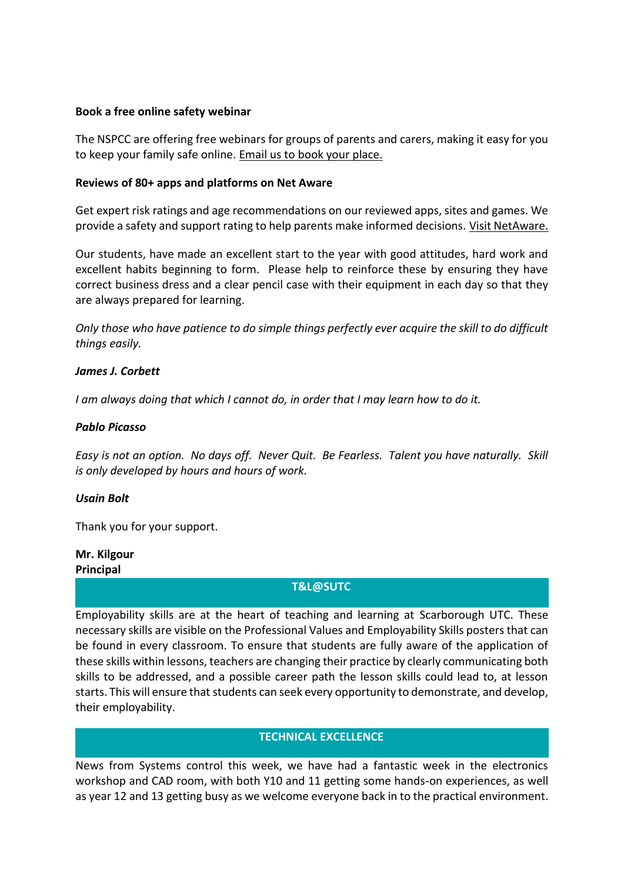**Book a free online safety webinar**

The NSPCC are offering free webinars for groups of parents and carers, making it easy for you to keep your family safe online. Email us to book your place.

**Reviews of 80+ apps and platforms on Net Aware**

Get expert risk ratings and age recommendations on our reviewed apps, sites and games. We provide a safety and support rating to help parents make informed decisions. Visit NetAware.

Our students, have made an excellent start to the year with good attitudes, hard work and excellent habits beginning to form. Please help to reinforce these by ensuring they have correct business dress and a clear pencil case with their equipment in each day so that they are always prepared for learning.

*Only those who have patience to do simple things perfectly ever acquire the skill to do difficult things easily.*

***James J. Corbett***

*I am always doing that which I cannot do, in order that I may learn how to do it.*

***Pablo Picasso***

*Easy is not an option. No days off. Never Quit. Be Fearless. Talent you have naturally. Skill is only developed by hours and hours of work.*

***Usain Bolt***

Thank you for your support.

**Mr. Kilgour**
**Principal**

## T&L@SUTC

Employability skills are at the heart of teaching and learning at Scarborough UTC. These necessary skills are visible on the Professional Values and Employability Skills posters that can be found in every classroom. To ensure that students are fully aware of the application of these skills within lessons, teachers are changing their practice by clearly communicating both skills to be addressed, and a possible career path the lesson skills could lead to, at lesson starts. This will ensure that students can seek every opportunity to demonstrate, and develop, their employability.

## TECHNICAL EXCELLENCE

News from Systems control this week, we have had a fantastic week in the electronics workshop and CAD room, with both Y10 and 11 getting some hands-on experiences, as well as year 12 and 13 getting busy as we welcome everyone back in to the practical environment.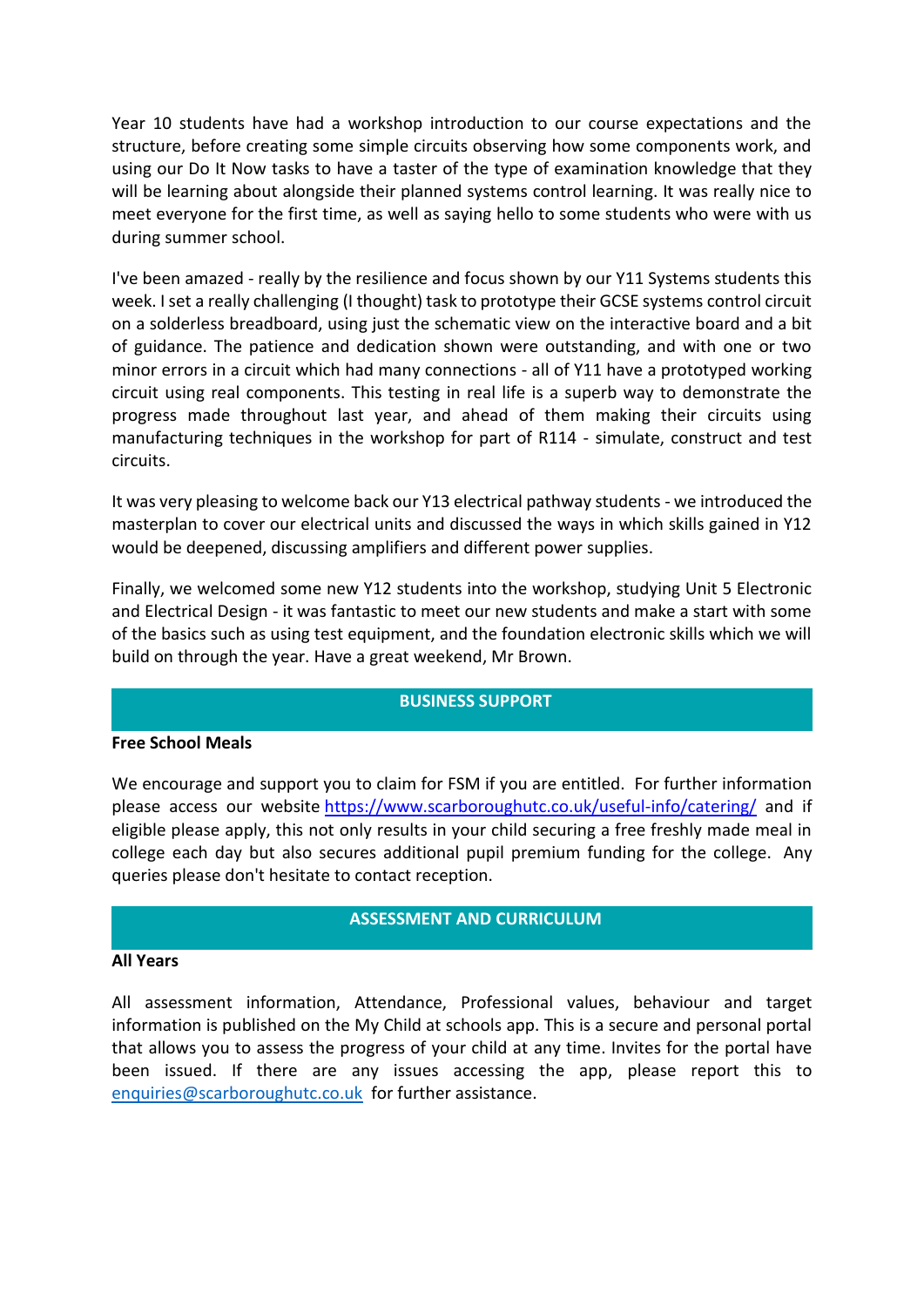Year 10 students have had a workshop introduction to our course expectations and the structure, before creating some simple circuits observing how some components work, and using our Do It Now tasks to have a taster of the type of examination knowledge that they will be learning about alongside their planned systems control learning. It was really nice to meet everyone for the first time, as well as saying hello to some students who were with us during summer school.

I've been amazed - really by the resilience and focus shown by our Y11 Systems students this week. I set a really challenging (I thought) task to prototype their GCSE systems control circuit on a solderless breadboard, using just the schematic view on the interactive board and a bit of guidance. The patience and dedication shown were outstanding, and with one or two minor errors in a circuit which had many connections - all of Y11 have a prototyped working circuit using real components. This testing in real life is a superb way to demonstrate the progress made throughout last year, and ahead of them making their circuits using manufacturing techniques in the workshop for part of R114 - simulate, construct and test circuits.

It was very pleasing to welcome back our Y13 electrical pathway students - we introduced the masterplan to cover our electrical units and discussed the ways in which skills gained in Y12 would be deepened, discussing amplifiers and different power supplies.

Finally, we welcomed some new Y12 students into the workshop, studying Unit 5 Electronic and Electrical Design - it was fantastic to meet our new students and make a start with some of the basics such as using test equipment, and the foundation electronic skills which we will build on through the year. Have a great weekend, Mr Brown.

## BUSINESS SUPPORT

**Free School Meals**

We encourage and support you to claim for FSM if you are entitled. For further information please access our website https://www.scarboroughutc.co.uk/useful-info/catering/ and if eligible please apply, this not only results in your child securing a free freshly made meal in college each day but also secures additional pupil premium funding for the college. Any queries please don't hesitate to contact reception.

## ASSESSMENT AND CURRICULUM

**All Years**

All assessment information, Attendance, Professional values, behaviour and target information is published on the My Child at schools app. This is a secure and personal portal that allows you to assess the progress of your child at any time. Invites for the portal have been issued. If there are any issues accessing the app, please report this to enquiries@scarboroughutc.co.uk for further assistance.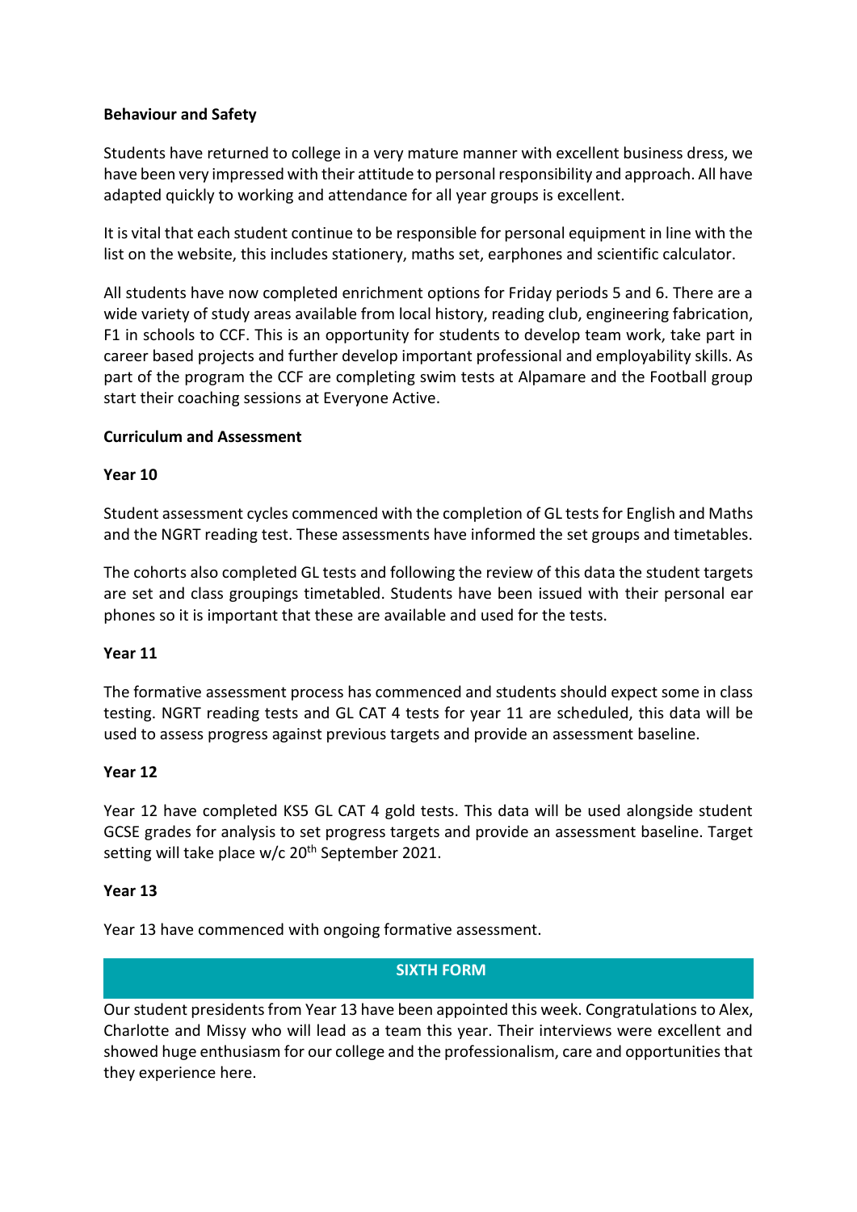**Behaviour and Safety**

Students have returned to college in a very mature manner with excellent business dress, we have been very impressed with their attitude to personal responsibility and approach. All have adapted quickly to working and attendance for all year groups is excellent.

It is vital that each student continue to be responsible for personal equipment in line with the list on the website, this includes stationery, maths set, earphones and scientific calculator.

All students have now completed enrichment options for Friday periods 5 and 6. There are a wide variety of study areas available from local history, reading club, engineering fabrication, F1 in schools to CCF. This is an opportunity for students to develop team work, take part in career based projects and further develop important professional and employability skills. As part of the program the CCF are completing swim tests at Alpamare and the Football group start their coaching sessions at Everyone Active.

**Curriculum and Assessment**

**Year 10**

Student assessment cycles commenced with the completion of GL tests for English and Maths and the NGRT reading test. These assessments have informed the set groups and timetables.

The cohorts also completed GL tests and following the review of this data the student targets are set and class groupings timetabled. Students have been issued with their personal ear phones so it is important that these are available and used for the tests.

**Year 11**

The formative assessment process has commenced and students should expect some in class testing. NGRT reading tests and GL CAT 4 tests for year 11 are scheduled, this data will be used to assess progress against previous targets and provide an assessment baseline.

**Year 12**

Year 12 have completed KS5 GL CAT 4 gold tests. This data will be used alongside student GCSE grades for analysis to set progress targets and provide an assessment baseline. Target setting will take place w/c 20th September 2021.

**Year 13**

Year 13 have commenced with ongoing formative assessment.

## SIXTH FORM

Our student presidents from Year 13 have been appointed this week. Congratulations to Alex, Charlotte and Missy who will lead as a team this year. Their interviews were excellent and showed huge enthusiasm for our college and the professionalism, care and opportunities that they experience here.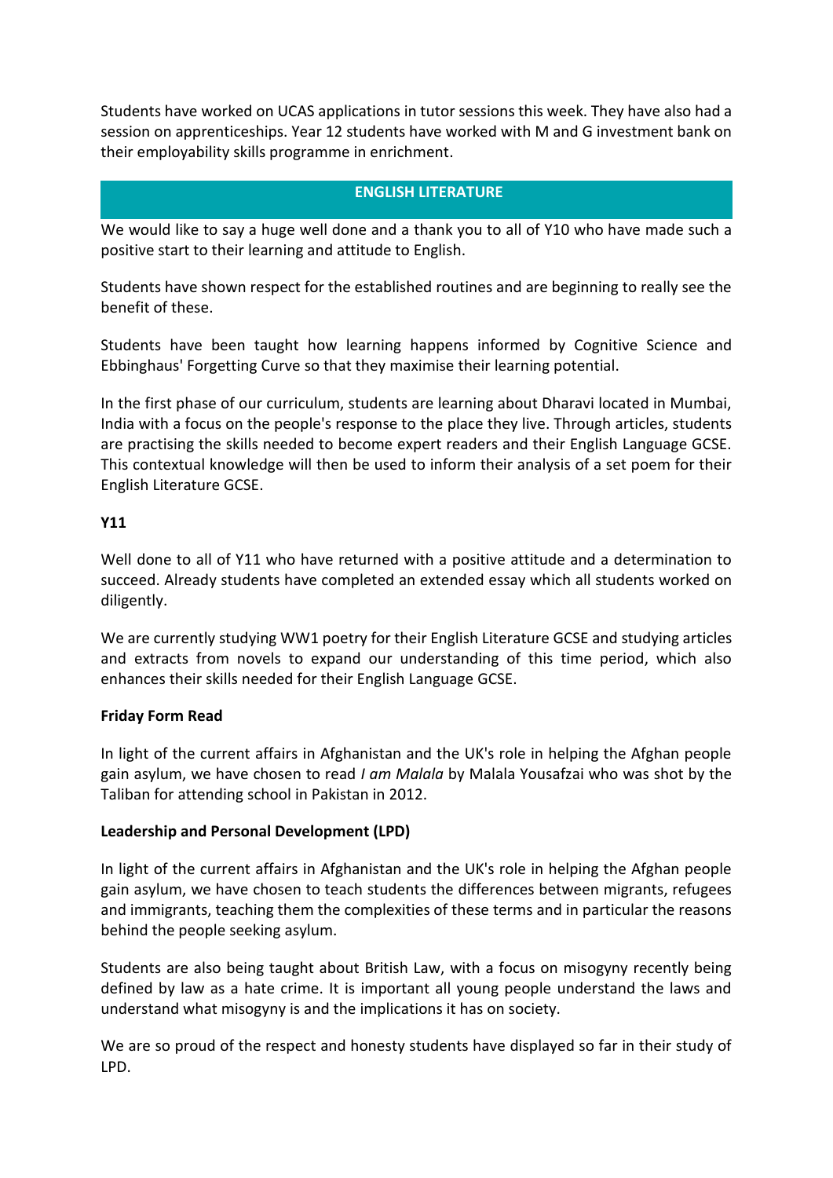Students have worked on UCAS applications in tutor sessions this week. They have also had a session on apprenticeships. Year 12 students have worked with M and G investment bank on their employability skills programme in enrichment.

## ENGLISH LITERATURE

We would like to say a huge well done and a thank you to all of Y10 who have made such a positive start to their learning and attitude to English.

Students have shown respect for the established routines and are beginning to really see the benefit of these.

Students have been taught how learning happens informed by Cognitive Science and Ebbinghaus' Forgetting Curve so that they maximise their learning potential.

In the first phase of our curriculum, students are learning about Dharavi located in Mumbai, India with a focus on the people's response to the place they live. Through articles, students are practising the skills needed to become expert readers and their English Language GCSE. This contextual knowledge will then be used to inform their analysis of a set poem for their English Literature GCSE.

**Y11**

Well done to all of Y11 who have returned with a positive attitude and a determination to succeed. Already students have completed an extended essay which all students worked on diligently.

We are currently studying WW1 poetry for their English Literature GCSE and studying articles and extracts from novels to expand our understanding of this time period, which also enhances their skills needed for their English Language GCSE.

**Friday Form Read**

In light of the current affairs in Afghanistan and the UK's role in helping the Afghan people gain asylum, we have chosen to read *I am Malala* by Malala Yousafzai who was shot by the Taliban for attending school in Pakistan in 2012.

**Leadership and Personal Development (LPD)**

In light of the current affairs in Afghanistan and the UK's role in helping the Afghan people gain asylum, we have chosen to teach students the differences between migrants, refugees and immigrants, teaching them the complexities of these terms and in particular the reasons behind the people seeking asylum.

Students are also being taught about British Law, with a focus on misogyny recently being defined by law as a hate crime. It is important all young people understand the laws and understand what misogyny is and the implications it has on society.

We are so proud of the respect and honesty students have displayed so far in their study of LPD.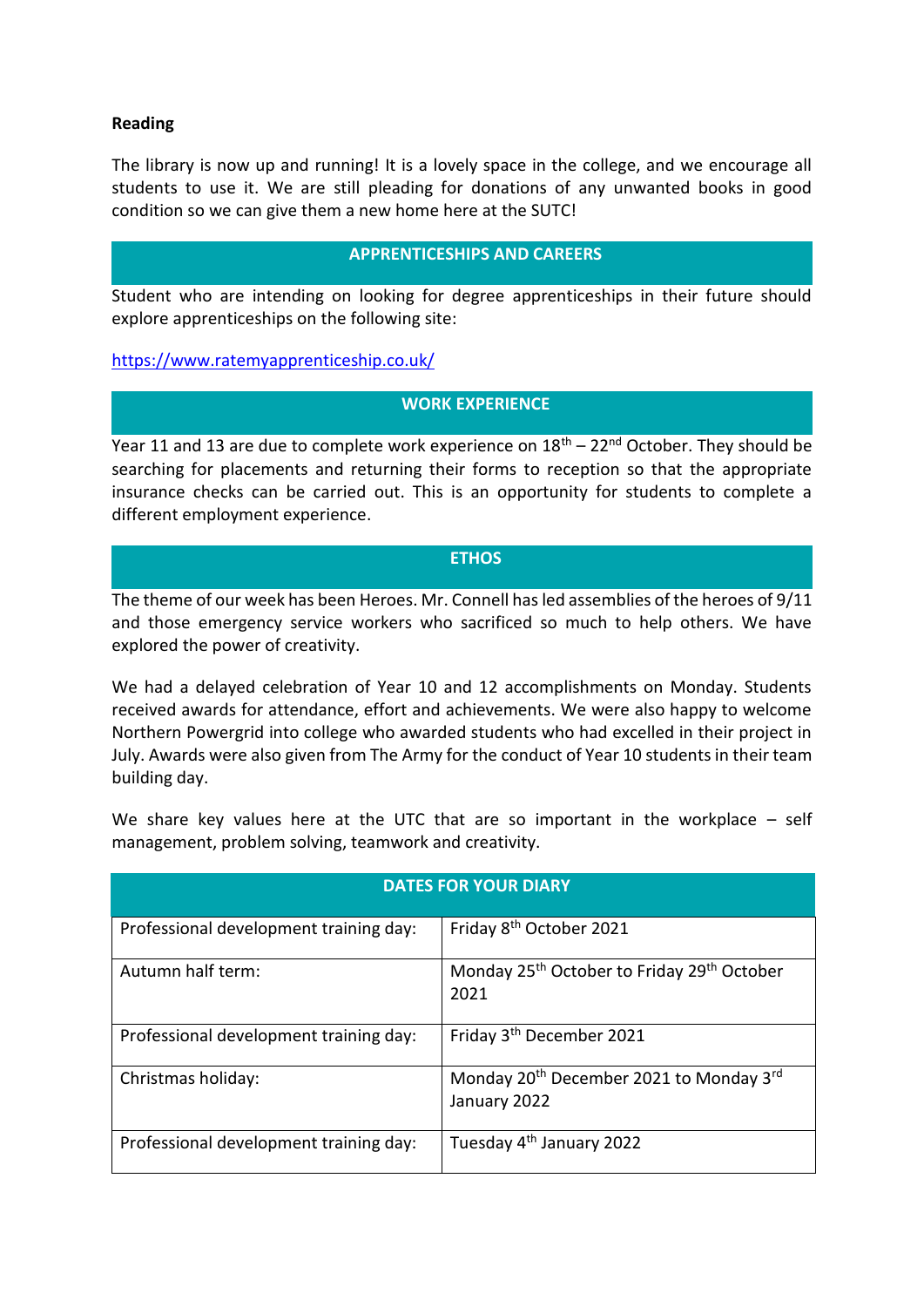**Reading**

The library is now up and running! It is a lovely space in the college, and we encourage all students to use it. We are still pleading for donations of any unwanted books in good condition so we can give them a new home here at the SUTC!

## APPRENTICESHIPS AND CAREERS

Student who are intending on looking for degree apprenticeships in their future should explore apprenticeships on the following site:

https://www.ratemyapprenticeship.co.uk/

## WORK EXPERIENCE

Year 11 and 13 are due to complete work experience on 18th – 22nd October. They should be searching for placements and returning their forms to reception so that the appropriate insurance checks can be carried out. This is an opportunity for students to complete a different employment experience.

## ETHOS

The theme of our week has been Heroes. Mr. Connell has led assemblies of the heroes of 9/11 and those emergency service workers who sacrificed so much to help others. We have explored the power of creativity.

We had a delayed celebration of Year 10 and 12 accomplishments on Monday. Students received awards for attendance, effort and achievements. We were also happy to welcome Northern Powergrid into college who awarded students who had excelled in their project in July. Awards were also given from The Army for the conduct of Year 10 students in their team building day.

We share key values here at the UTC that are so important in the workplace – self management, problem solving, teamwork and creativity.

| DATES FOR YOUR DIARY | |
|---|---|
| Professional development training day: | Friday 8th October 2021 |
| Autumn half term: | Monday 25th October to Friday 29th October 2021 |
| Professional development training day: | Friday 3th December 2021 |
| Christmas holiday: | Monday 20th December 2021 to Monday 3rd January 2022 |
| Professional development training day: | Tuesday 4th January 2022 |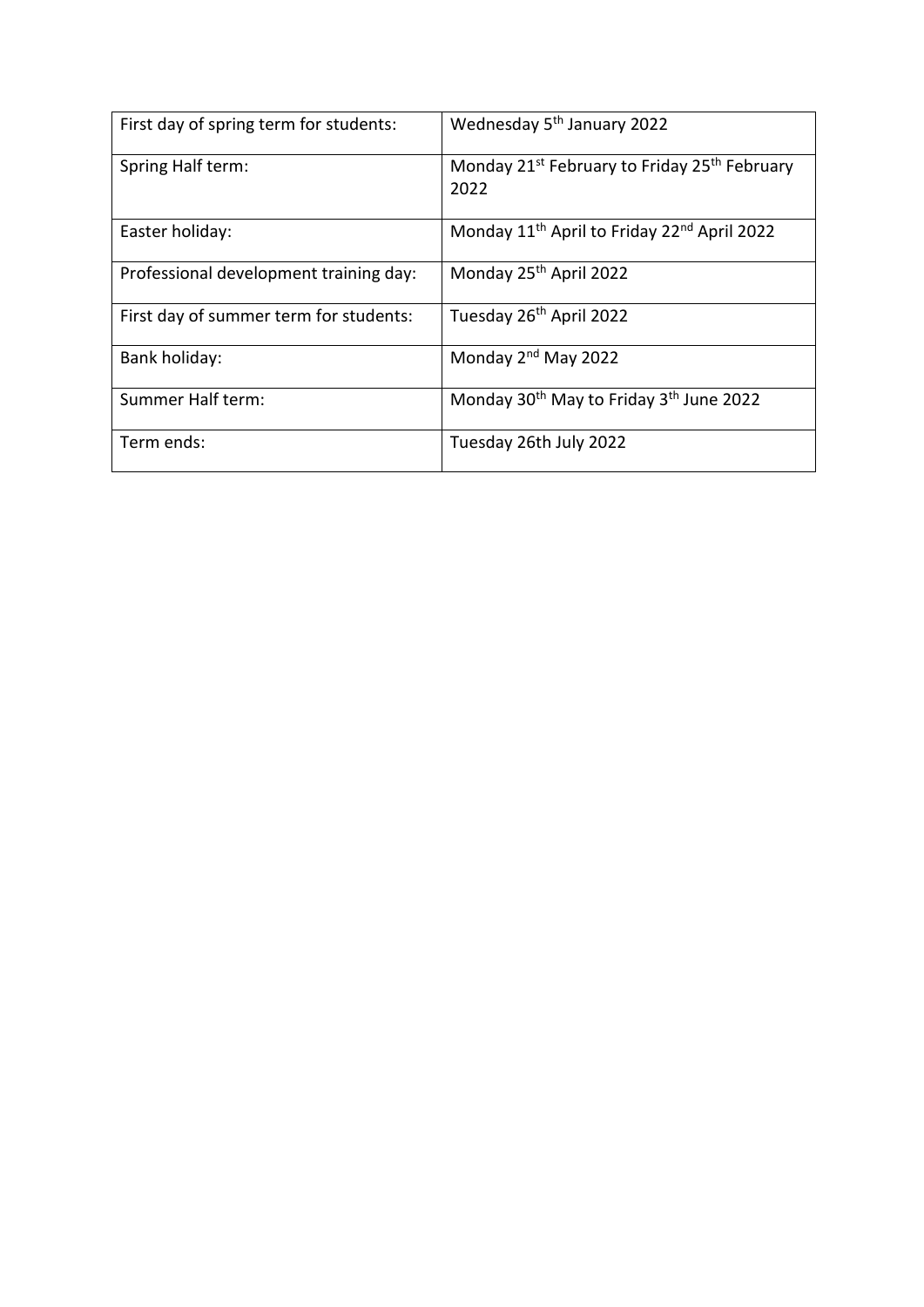| | |
|---|---|
| First day of spring term for students: | Wednesday 5th January 2022 |
| Spring Half term: | Monday 21st February to Friday 25th February 2022 |
| Easter holiday: | Monday 11th April to Friday 22nd April 2022 |
| Professional development training day: | Monday 25th April 2022 |
| First day of summer term for students: | Tuesday 26th April 2022 |
| Bank holiday: | Monday 2nd May 2022 |
| Summer Half term: | Monday 30th May to Friday 3th June 2022 |
| Term ends: | Tuesday 26th July 2022 |